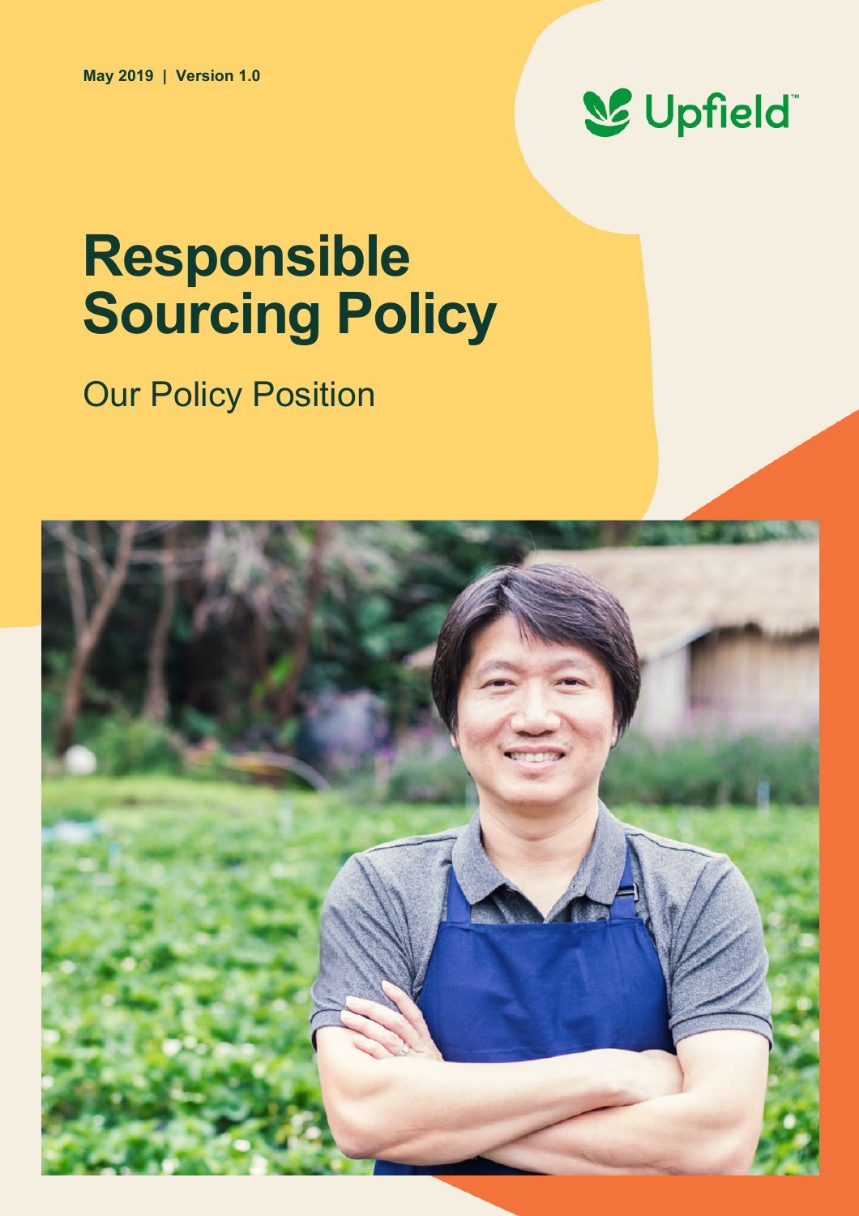May 2019 | Version 1.0

Upfield

# Responsible Sourcing Policy

## Our Policy Position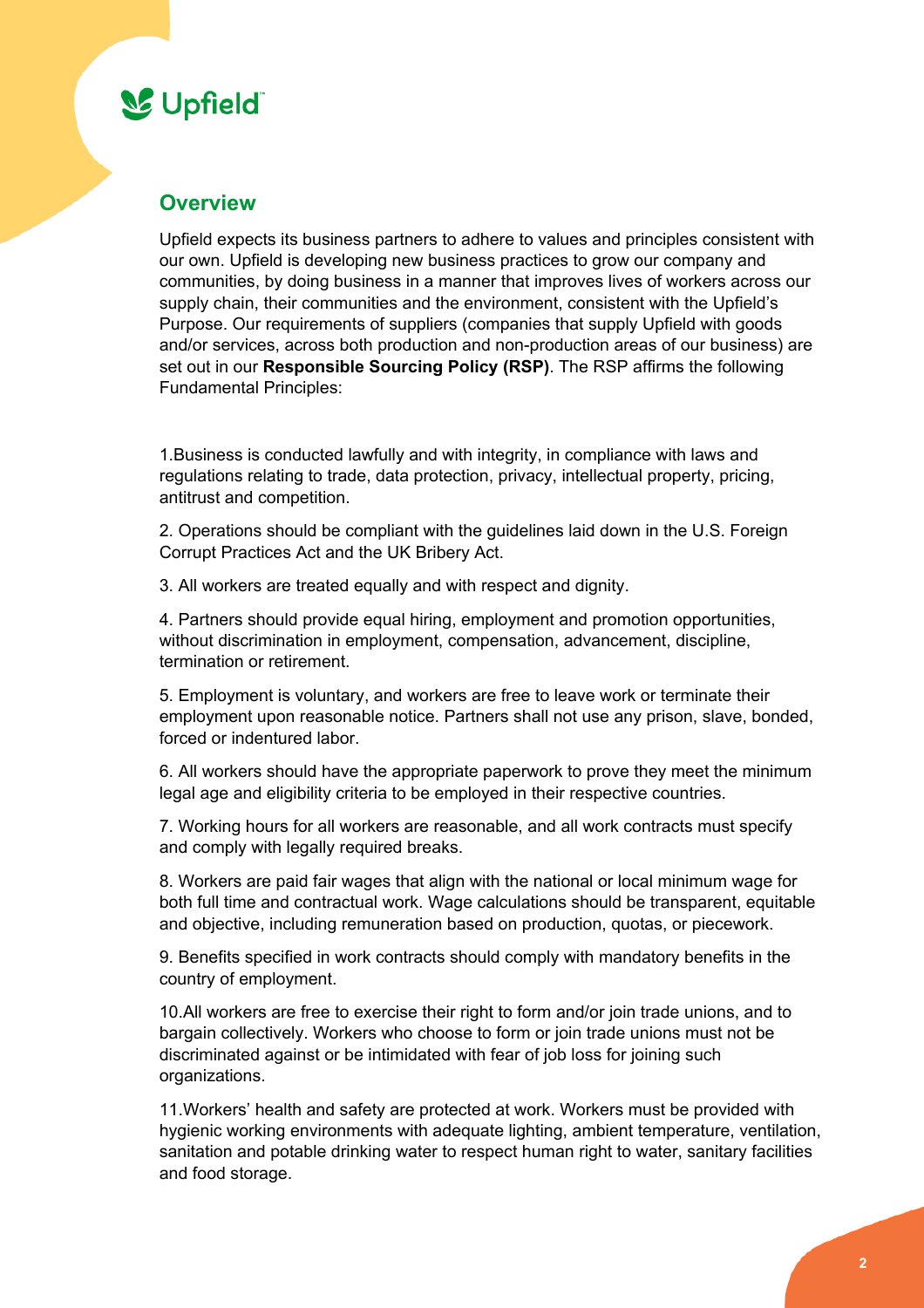## Overview

Upfield expects its business partners to adhere to values and principles consistent with our own. Upfield is developing new business practices to grow our company and communities, by doing business in a manner that improves lives of workers across our supply chain, their communities and the environment, consistent with the Upfield's Purpose. Our requirements of suppliers (companies that supply Upfield with goods and/or services, across both production and non-production areas of our business) are set out in our **Responsible Sourcing Policy (RSP)**. The RSP affirms the following Fundamental Principles:

1.Business is conducted lawfully and with integrity, in compliance with laws and regulations relating to trade, data protection, privacy, intellectual property, pricing, antitrust and competition.

2. Operations should be compliant with the guidelines laid down in the U.S. Foreign Corrupt Practices Act and the UK Bribery Act.

3. All workers are treated equally and with respect and dignity.

4. Partners should provide equal hiring, employment and promotion opportunities, without discrimination in employment, compensation, advancement, discipline, termination or retirement.

5. Employment is voluntary, and workers are free to leave work or terminate their employment upon reasonable notice. Partners shall not use any prison, slave, bonded, forced or indentured labor.

6. All workers should have the appropriate paperwork to prove they meet the minimum legal age and eligibility criteria to be employed in their respective countries.

7. Working hours for all workers are reasonable, and all work contracts must specify and comply with legally required breaks.

8. Workers are paid fair wages that align with the national or local minimum wage for both full time and contractual work. Wage calculations should be transparent, equitable and objective, including remuneration based on production, quotas, or piecework.

9. Benefits specified in work contracts should comply with mandatory benefits in the country of employment.

10.All workers are free to exercise their right to form and/or join trade unions, and to bargain collectively. Workers who choose to form or join trade unions must not be discriminated against or be intimidated with fear of job loss for joining such organizations.

11.Workers' health and safety are protected at work. Workers must be provided with hygienic working environments with adequate lighting, ambient temperature, ventilation, sanitation and potable drinking water to respect human right to water, sanitary facilities and food storage.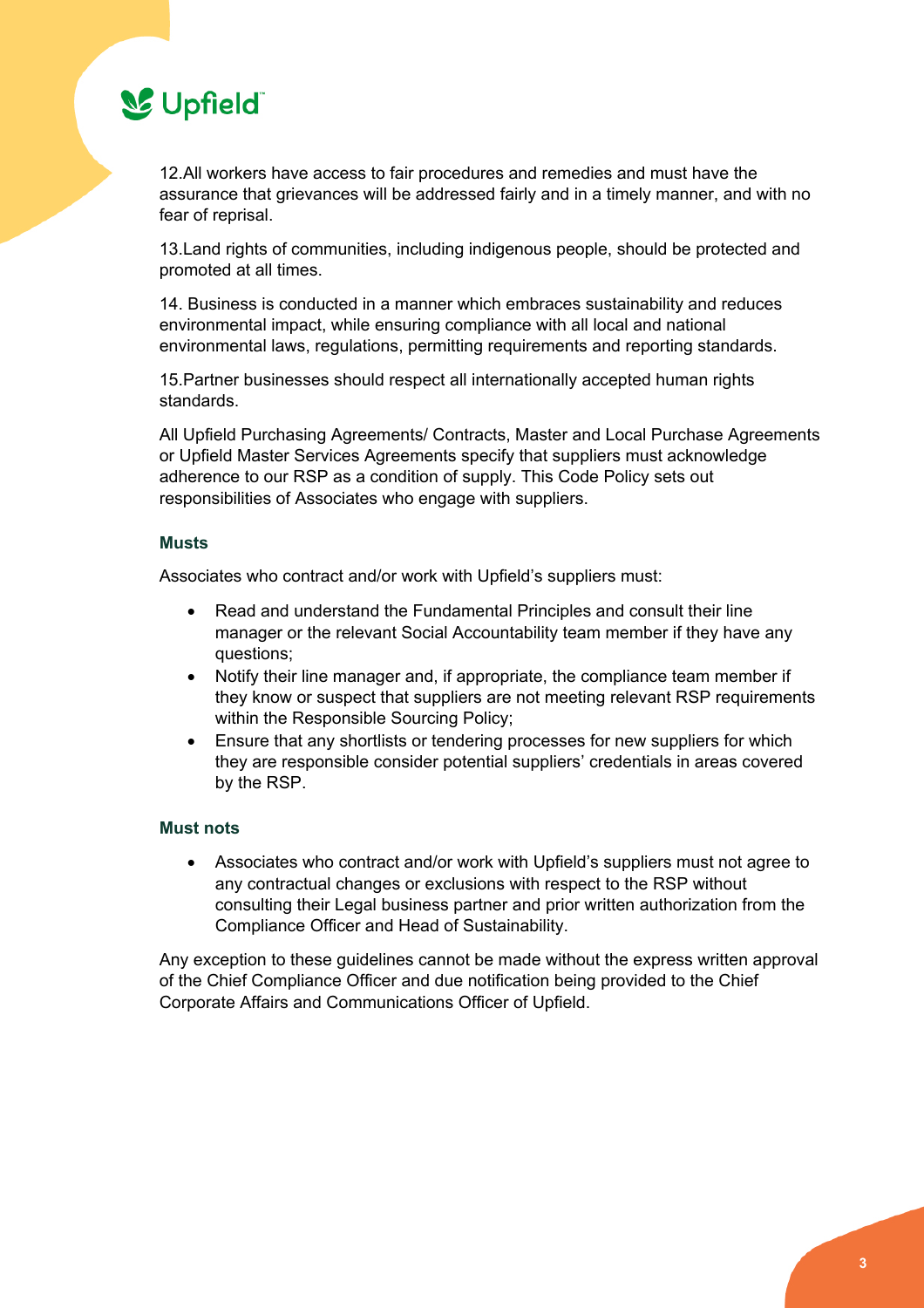12.All workers have access to fair procedures and remedies and must have the assurance that grievances will be addressed fairly and in a timely manner, and with no fear of reprisal.

13.Land rights of communities, including indigenous people, should be protected and promoted at all times.

14. Business is conducted in a manner which embraces sustainability and reduces environmental impact, while ensuring compliance with all local and national environmental laws, regulations, permitting requirements and reporting standards.

15.Partner businesses should respect all internationally accepted human rights standards.

All Upfield Purchasing Agreements/ Contracts, Master and Local Purchase Agreements or Upfield Master Services Agreements specify that suppliers must acknowledge adherence to our RSP as a condition of supply. This Code Policy sets out responsibilities of Associates who engage with suppliers.

### Musts

Associates who contract and/or work with Upfield's suppliers must:

- Read and understand the Fundamental Principles and consult their line manager or the relevant Social Accountability team member if they have any questions;
- Notify their line manager and, if appropriate, the compliance team member if they know or suspect that suppliers are not meeting relevant RSP requirements within the Responsible Sourcing Policy;
- Ensure that any shortlists or tendering processes for new suppliers for which they are responsible consider potential suppliers' credentials in areas covered by the RSP.

### Must nots

- Associates who contract and/or work with Upfield's suppliers must not agree to any contractual changes or exclusions with respect to the RSP without consulting their Legal business partner and prior written authorization from the Compliance Officer and Head of Sustainability.

Any exception to these guidelines cannot be made without the express written approval of the Chief Compliance Officer and due notification being provided to the Chief Corporate Affairs and Communications Officer of Upfield.